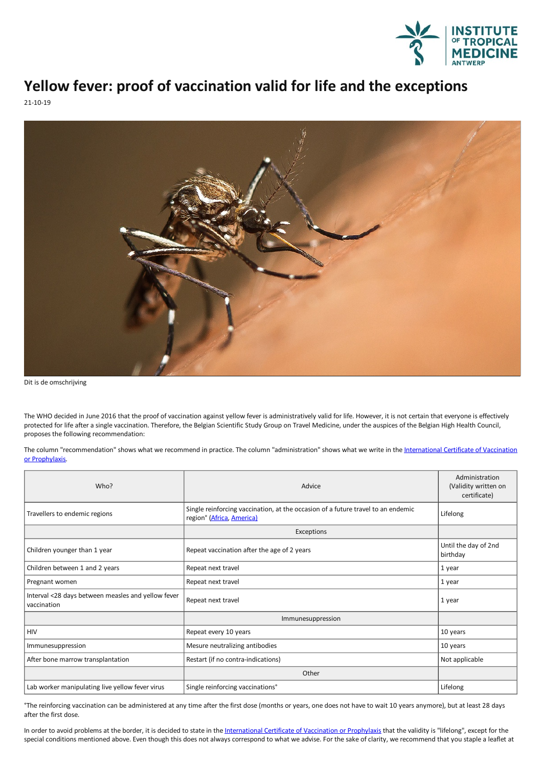# Yellow fever: proof of vaccination valid for life and the exceptions

21-10-19

Dit is de omschrijving

The WHO decided in June 2016 that the proof of vaccination against yellow fever is administratively valid for life. However, it is not certain that everyone is effectively protected for life after a single vaccination. Therefore, the Belgian Scientific Study Group on Travel Medicine, under the auspices of the Belgian High Health Council, proposes the following recommendation:

The column "recommendation" shows what we recommend in practice. The column "administration" shows what we write in the International Certificate of Vaccination or Prophylaxis.

| Who? | Advice | Administration (Validity written on certificate) |
| --- | --- | --- |
| Travellers to endemic regions | Single reinforcing vaccination, at the occasion of a future travel to an endemic region° (Africa, America) | Lifelong |
| | Exceptions | |
| Children younger than 1 year | Repeat vaccination after the age of 2 years | Until the day of 2nd birthday |
| Children between 1 and 2 years | Repeat next travel | 1 year |
| Pregnant women | Repeat next travel | 1 year |
| Interval <28 days between measles and yellow fever vaccination | Repeat next travel | 1 year |
| | Immunesuppression | |
| HIV | Repeat every 10 years | 10 years |
| Immunesuppression | Mesure neutralizing antibodies | 10 years |
| After bone marrow transplantation | Restart (if no contra-indications) | Not applicable |
| | Other | |
| Lab worker manipulating live yellow fever virus | Single reinforcing vaccinations° | Lifelong |

°The reinforcing vaccination can be administered at any time after the first dose (months or years, one does not have to wait 10 years anymore), but at least 28 days after the first dose.

In order to avoid problems at the border, it is decided to state in the International Certificate of Vaccination or Prophylaxis that the validity is "lifelong", except for the special conditions mentioned above. Even though this does not always correspond to what we advise. For the sake of clarity, we recommend that you staple a leaflet at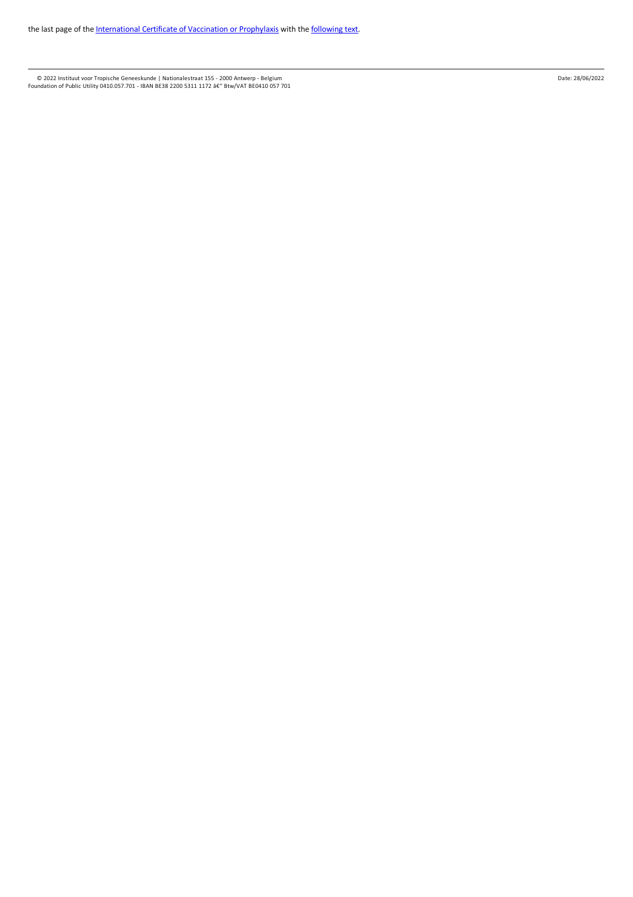the last page of the [International Certificate of Vaccination or Prophylaxis] with the [following text].